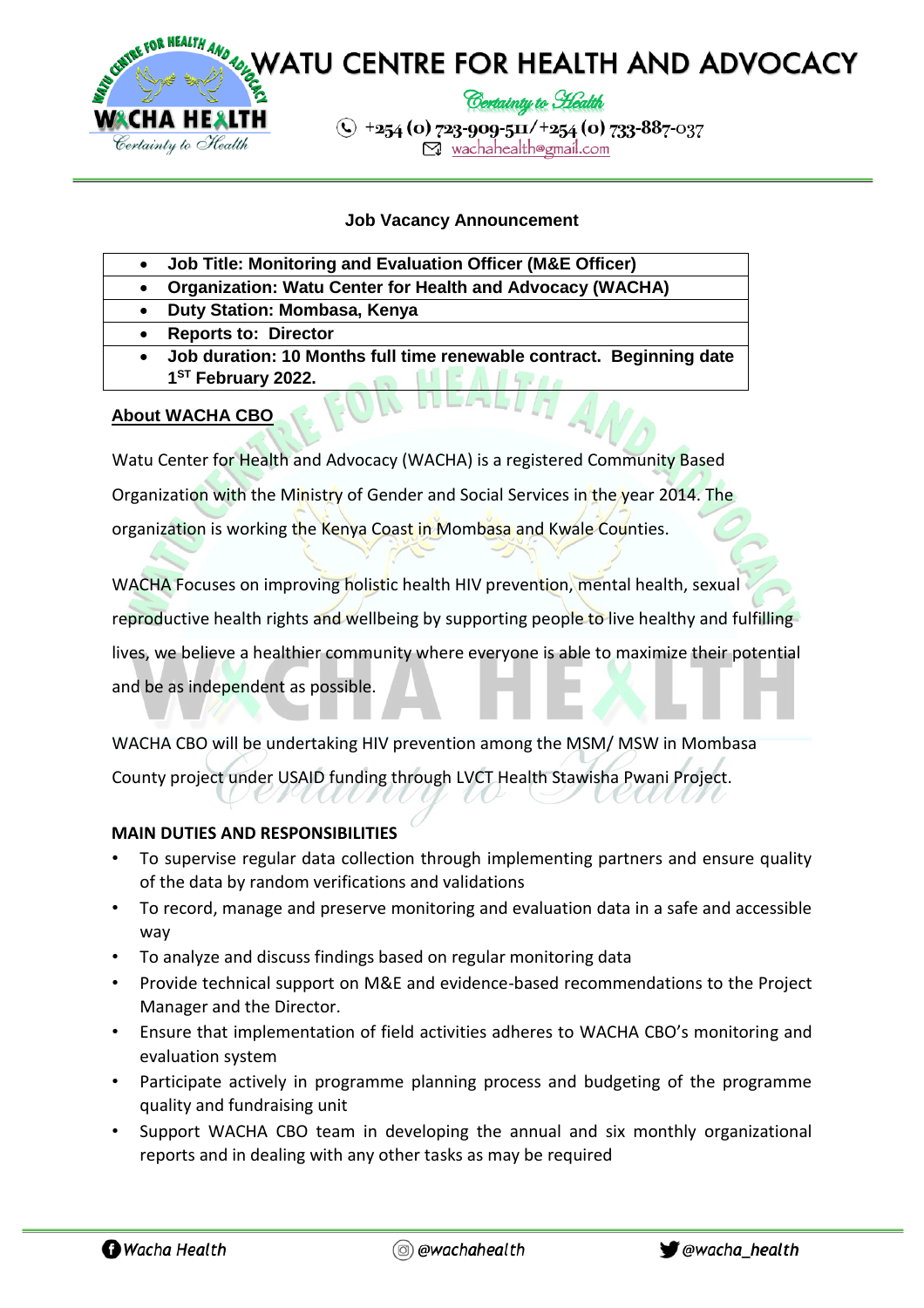# WATU CENTRE FOR HEALTH AND ADVOCACY

*Certainty to Health*

+254 (0) 723-909-511/+254 (0) 733-887-037
wachahealth@gmail.com

## Job Vacancy Announcement

- **Job Title: Monitoring and Evaluation Officer (M&E Officer)**
- **Organization: Watu Center for Health and Advocacy (WACHA)**
- **Duty Station: Mombasa, Kenya**
- **Reports to: Director**
- **Job duration: 10 Months full time renewable contract. Beginning date 1ST February 2022.**

## About WACHA CBO

Watu Center for Health and Advocacy (WACHA) is a registered Community Based Organization with the Ministry of Gender and Social Services in the year 2014. The organization is working the Kenya Coast in Mombasa and Kwale Counties.

WACHA Focuses on improving holistic health HIV prevention, mental health, sexual reproductive health rights and wellbeing by supporting people to live healthy and fulfilling lives, we believe a healthier community where everyone is able to maximize their potential and be as independent as possible.

WACHA CBO will be undertaking HIV prevention among the MSM/ MSW in Mombasa County project under USAID funding through LVCT Health Stawisha Pwani Project.

## MAIN DUTIES AND RESPONSIBILITIES

- To supervise regular data collection through implementing partners and ensure quality of the data by random verifications and validations
- To record, manage and preserve monitoring and evaluation data in a safe and accessible way
- To analyze and discuss findings based on regular monitoring data
- Provide technical support on M&E and evidence-based recommendations to the Project Manager and the Director.
- Ensure that implementation of field activities adheres to WACHA CBO's monitoring and evaluation system
- Participate actively in programme planning process and budgeting of the programme quality and fundraising unit
- Support WACHA CBO team in developing the annual and six monthly organizational reports and in dealing with any other tasks as may be required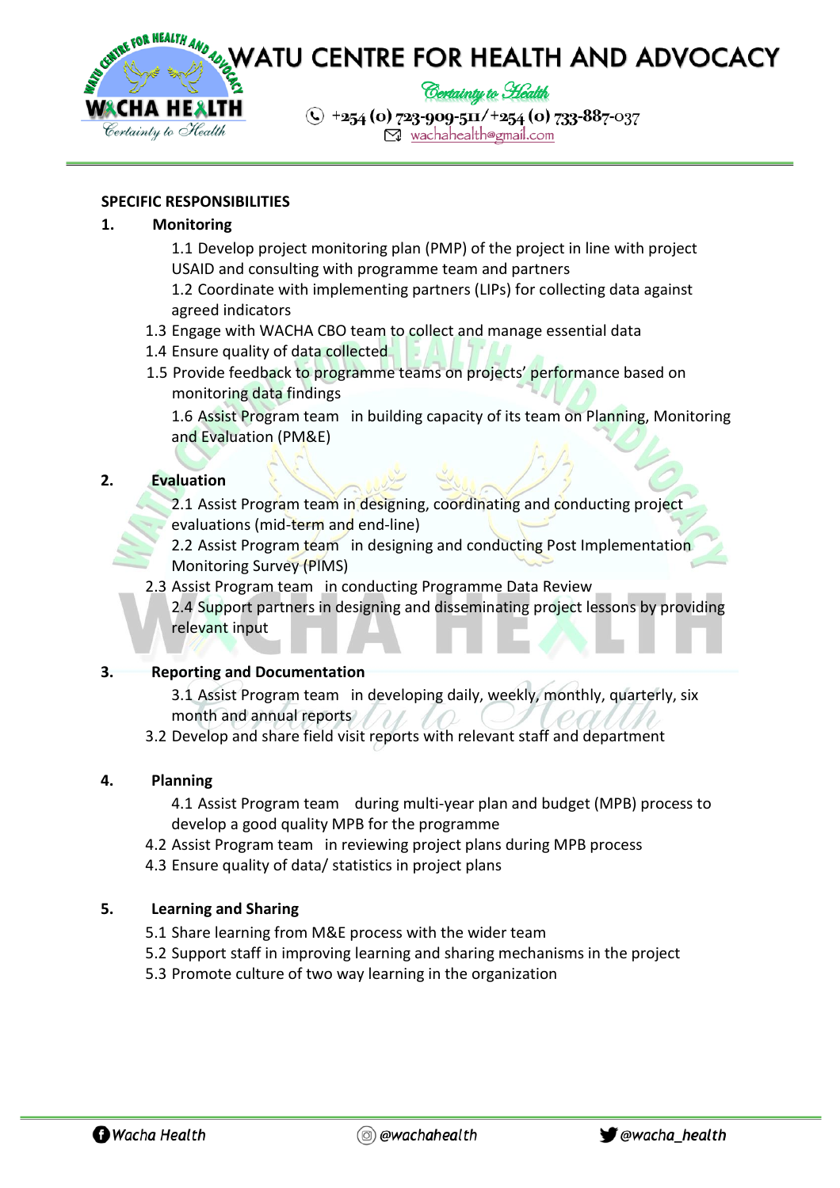## SPECIFIC RESPONSIBILITIES

### 1. Monitoring

1.1 Develop project monitoring plan (PMP) of the project in line with project USAID and consulting with programme team and partners
1.2 Coordinate with implementing partners (LIPs) for collecting data against agreed indicators
1.3 Engage with WACHA CBO team to collect and manage essential data
1.4 Ensure quality of data collected
1.5 Provide feedback to programme teams on projects' performance based on monitoring data findings
1.6 Assist Program team in building capacity of its team on Planning, Monitoring and Evaluation (PM&E)

### 2. Evaluation

2.1 Assist Program team in designing, coordinating and conducting project evaluations (mid-term and end-line)
2.2 Assist Program team in designing and conducting Post Implementation Monitoring Survey (PIMS)
2.3 Assist Program team in conducting Programme Data Review
2.4 Support partners in designing and disseminating project lessons by providing relevant input

### 3. Reporting and Documentation

3.1 Assist Program team in developing daily, weekly, monthly, quarterly, six month and annual reports
3.2 Develop and share field visit reports with relevant staff and department

### 4. Planning

4.1 Assist Program team during multi-year plan and budget (MPB) process to develop a good quality MPB for the programme
4.2 Assist Program team in reviewing project plans during MPB process
4.3 Ensure quality of data/ statistics in project plans

### 5. Learning and Sharing

5.1 Share learning from M&E process with the wider team
5.2 Support staff in improving learning and sharing mechanisms in the project
5.3 Promote culture of two way learning in the organization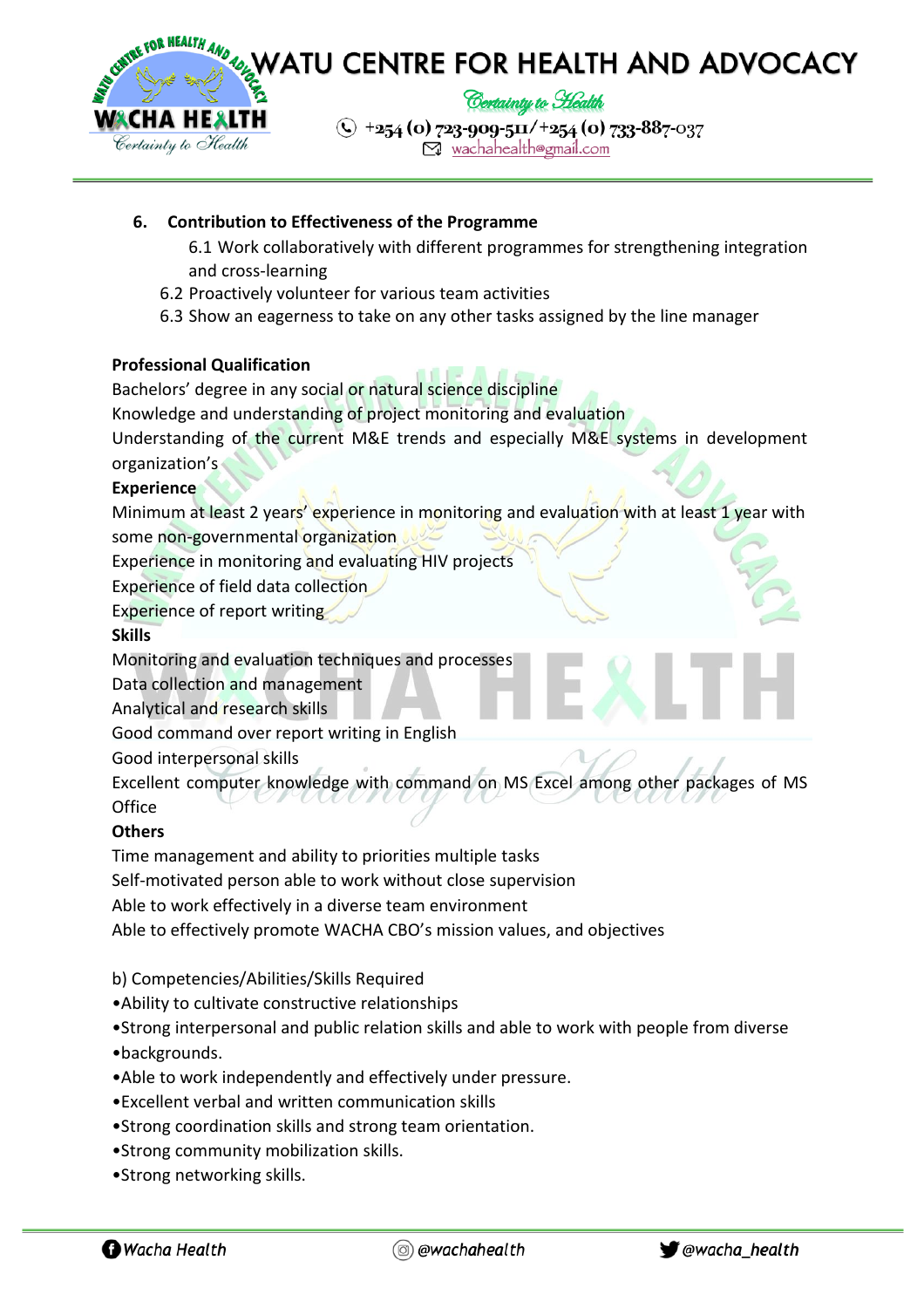**6. Contribution to Effectiveness of the Programme**

6.1 Work collaboratively with different programmes for strengthening integration and cross-learning

6.2 Proactively volunteer for various team activities

6.3 Show an eagerness to take on any other tasks assigned by the line manager

**Professional Qualification**

Bachelors' degree in any social or natural science discipline
Knowledge and understanding of project monitoring and evaluation
Understanding of the current M&E trends and especially M&E systems in development organization's

**Experience**

Minimum at least 2 years' experience in monitoring and evaluation with at least 1 year with some non-governmental organization
Experience in monitoring and evaluating HIV projects
Experience of field data collection
Experience of report writing

**Skills**

Monitoring and evaluation techniques and processes
Data collection and management
Analytical and research skills
Good command over report writing in English
Good interpersonal skills
Excellent computer knowledge with command on MS Excel among other packages of MS Office

**Others**

Time management and ability to priorities multiple tasks
Self-motivated person able to work without close supervision
Able to work effectively in a diverse team environment
Able to effectively promote WACHA CBO's mission values, and objectives

b) Competencies/Abilities/Skills Required

- Ability to cultivate constructive relationships
- Strong interpersonal and public relation skills and able to work with people from diverse
- backgrounds.
- Able to work independently and effectively under pressure.
- Excellent verbal and written communication skills
- Strong coordination skills and strong team orientation.
- Strong community mobilization skills.
- Strong networking skills.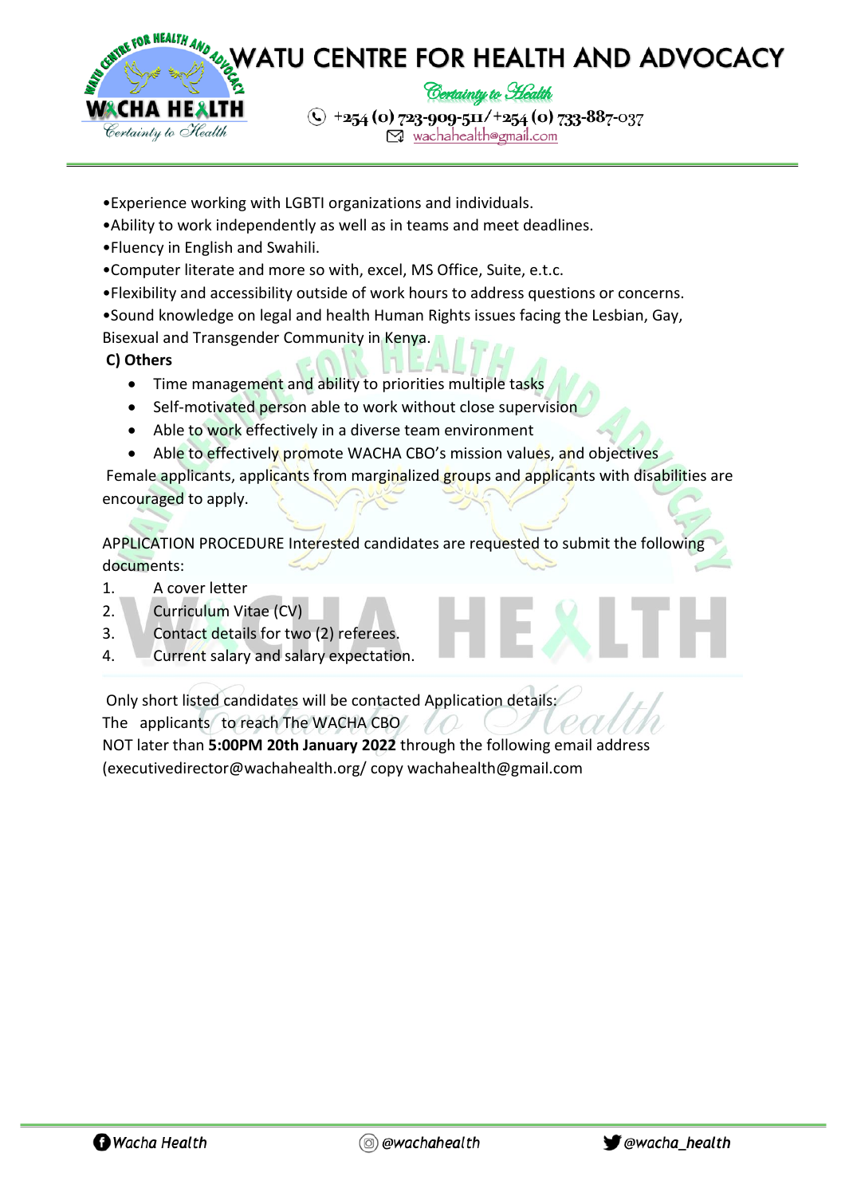•Experience working with LGBTI organizations and individuals.
•Ability to work independently as well as in teams and meet deadlines.
•Fluency in English and Swahili.
•Computer literate and more so with, excel, MS Office, Suite, e.t.c.
•Flexibility and accessibility outside of work hours to address questions or concerns.
•Sound knowledge on legal and health Human Rights issues facing the Lesbian, Gay, Bisexual and Transgender Community in Kenya.

**C) Others**

- Time management and ability to priorities multiple tasks
- Self-motivated person able to work without close supervision
- Able to work effectively in a diverse team environment
- Able to effectively promote WACHA CBO's mission values, and objectives

Female applicants, applicants from marginalized groups and applicants with disabilities are encouraged to apply.

APPLICATION PROCEDURE Interested candidates are requested to submit the following documents:

1. A cover letter
2. Curriculum Vitae (CV)
3. Contact details for two (2) referees.
4. Current salary and salary expectation.

Only short listed candidates will be contacted Application details:
The applicants to reach The WACHA CBO
NOT later than **5:00PM 20th January 2022** through the following email address (executivedirector@wachahealth.org/ copy wachahealth@gmail.com